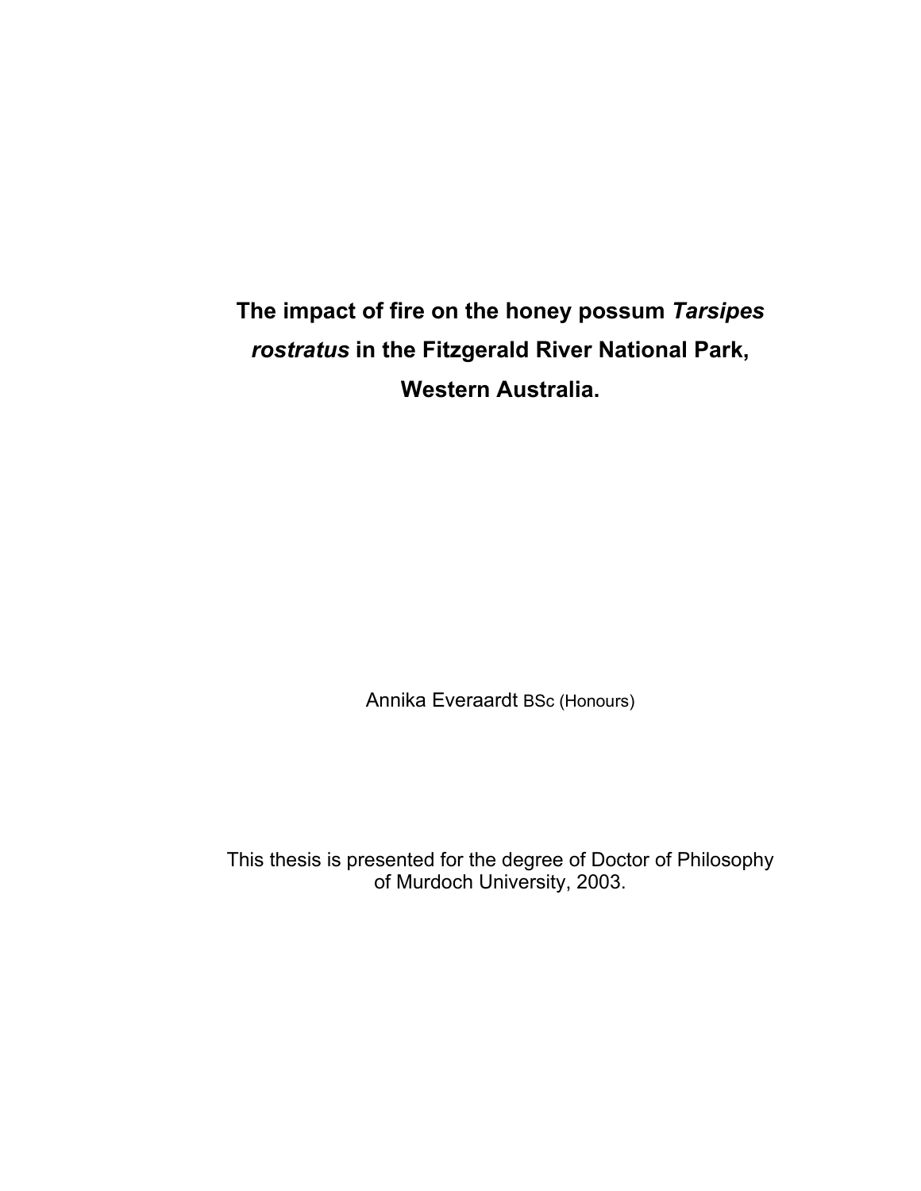# The impact of fire on the honey possum *Tarsipes rostratus* in the Fitzgerald River National Park, Western Australia.

Annika Everaardt BSc (Honours)

This thesis is presented for the degree of Doctor of Philosophy of Murdoch University, 2003.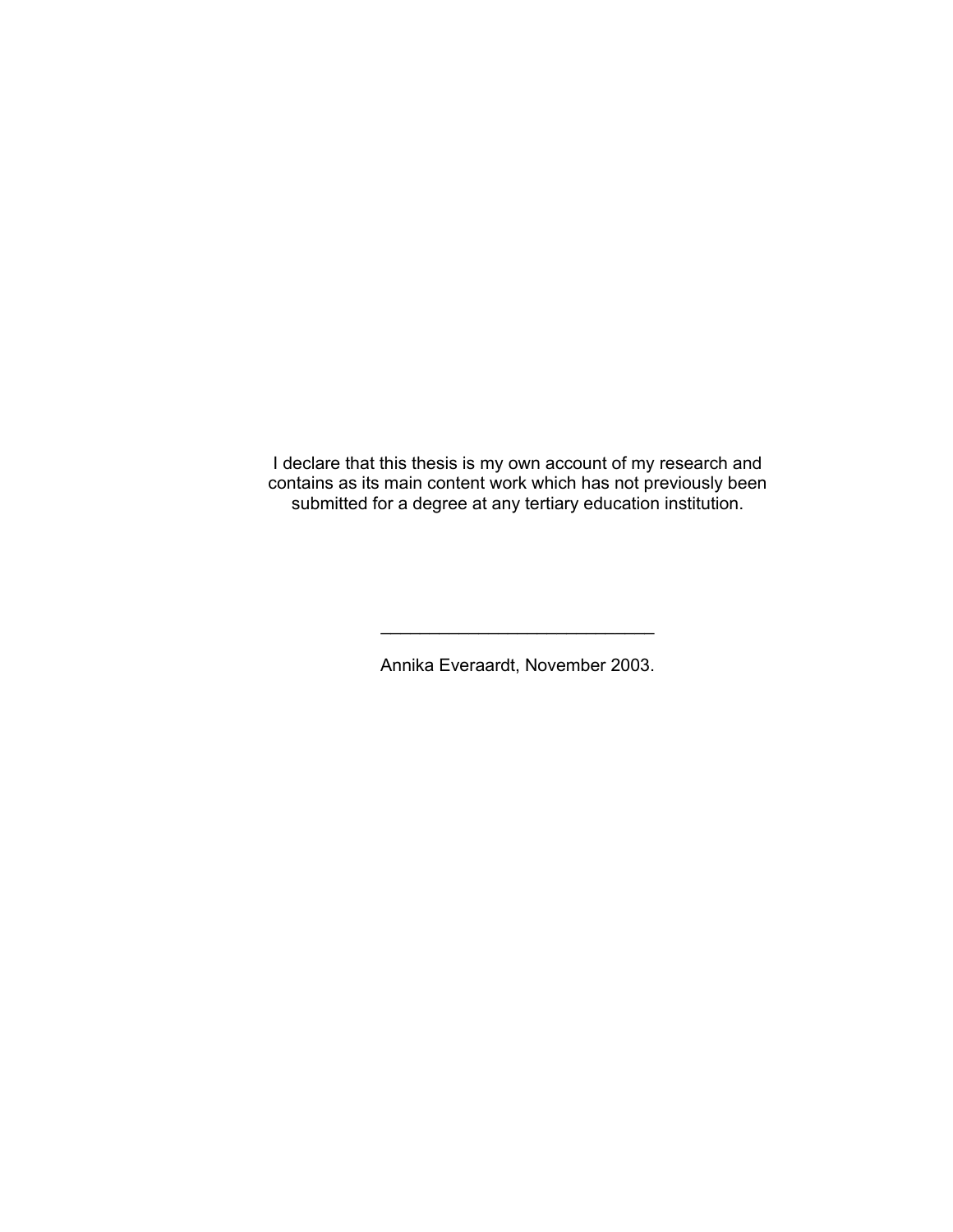I declare that this thesis is my own account of my research and contains as its main content work which has not previously been submitted for a degree at any tertiary education institution.

____________________________

Annika Everaardt, November 2003.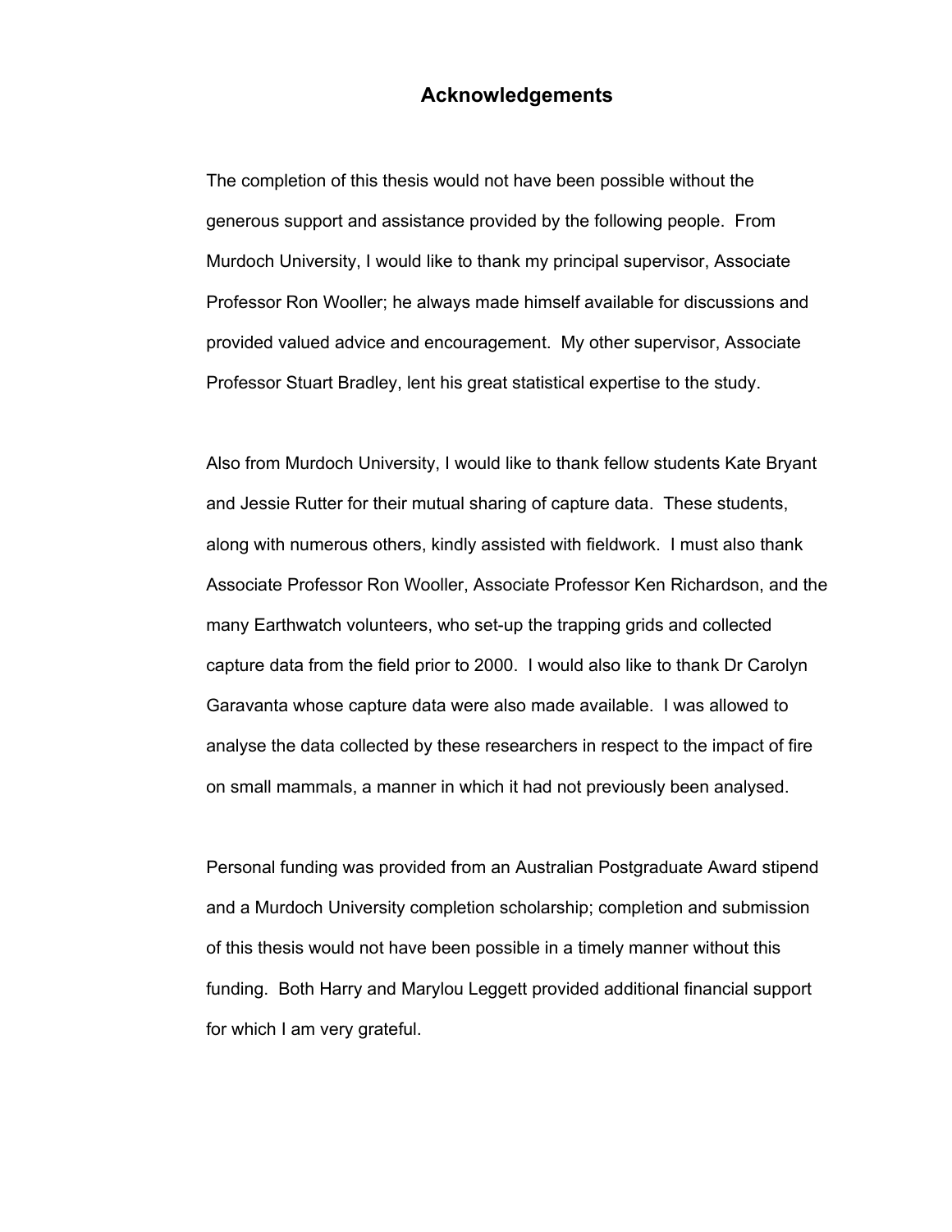# Acknowledgements

The completion of this thesis would not have been possible without the generous support and assistance provided by the following people. From Murdoch University, I would like to thank my principal supervisor, Associate Professor Ron Wooller; he always made himself available for discussions and provided valued advice and encouragement. My other supervisor, Associate Professor Stuart Bradley, lent his great statistical expertise to the study.

Also from Murdoch University, I would like to thank fellow students Kate Bryant and Jessie Rutter for their mutual sharing of capture data. These students, along with numerous others, kindly assisted with fieldwork. I must also thank Associate Professor Ron Wooller, Associate Professor Ken Richardson, and the many Earthwatch volunteers, who set-up the trapping grids and collected capture data from the field prior to 2000. I would also like to thank Dr Carolyn Garavanta whose capture data were also made available. I was allowed to analyse the data collected by these researchers in respect to the impact of fire on small mammals, a manner in which it had not previously been analysed.

Personal funding was provided from an Australian Postgraduate Award stipend and a Murdoch University completion scholarship; completion and submission of this thesis would not have been possible in a timely manner without this funding. Both Harry and Marylou Leggett provided additional financial support for which I am very grateful.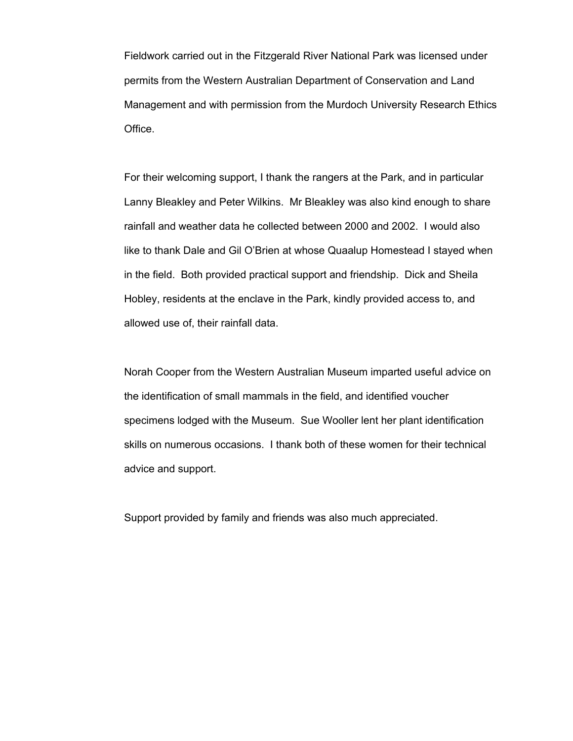Fieldwork carried out in the Fitzgerald River National Park was licensed under permits from the Western Australian Department of Conservation and Land Management and with permission from the Murdoch University Research Ethics Office.

For their welcoming support, I thank the rangers at the Park, and in particular Lanny Bleakley and Peter Wilkins. Mr Bleakley was also kind enough to share rainfall and weather data he collected between 2000 and 2002. I would also like to thank Dale and Gil O'Brien at whose Quaalup Homestead I stayed when in the field. Both provided practical support and friendship. Dick and Sheila Hobley, residents at the enclave in the Park, kindly provided access to, and allowed use of, their rainfall data.

Norah Cooper from the Western Australian Museum imparted useful advice on the identification of small mammals in the field, and identified voucher specimens lodged with the Museum. Sue Wooller lent her plant identification skills on numerous occasions. I thank both of these women for their technical advice and support.

Support provided by family and friends was also much appreciated.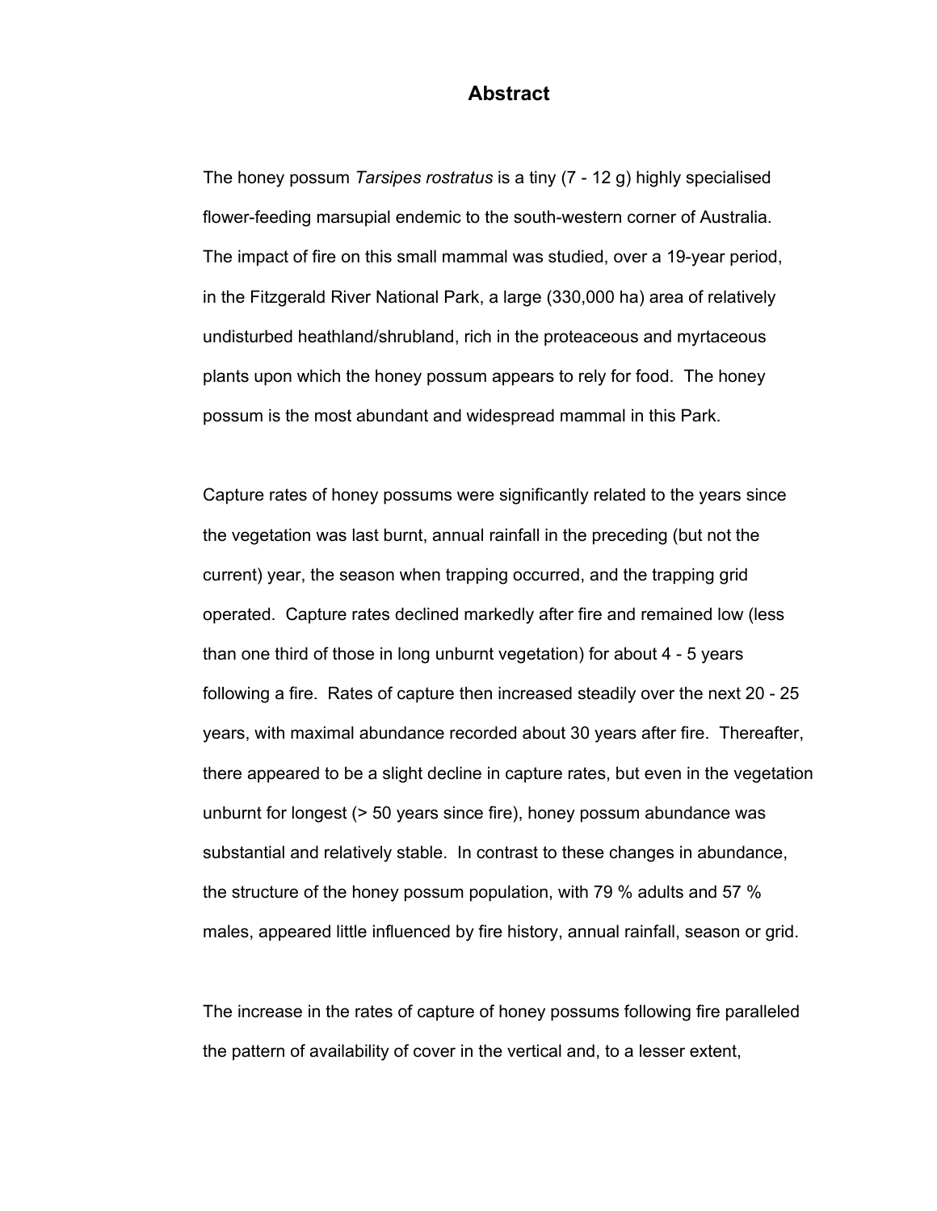# Abstract

The honey possum *Tarsipes rostratus* is a tiny (7 - 12 g) highly specialised flower-feeding marsupial endemic to the south-western corner of Australia. The impact of fire on this small mammal was studied, over a 19-year period, in the Fitzgerald River National Park, a large (330,000 ha) area of relatively undisturbed heathland/shrubland, rich in the proteaceous and myrtaceous plants upon which the honey possum appears to rely for food. The honey possum is the most abundant and widespread mammal in this Park.

Capture rates of honey possums were significantly related to the years since the vegetation was last burnt, annual rainfall in the preceding (but not the current) year, the season when trapping occurred, and the trapping grid operated. Capture rates declined markedly after fire and remained low (less than one third of those in long unburnt vegetation) for about 4 - 5 years following a fire. Rates of capture then increased steadily over the next 20 - 25 years, with maximal abundance recorded about 30 years after fire. Thereafter, there appeared to be a slight decline in capture rates, but even in the vegetation unburnt for longest (> 50 years since fire), honey possum abundance was substantial and relatively stable. In contrast to these changes in abundance, the structure of the honey possum population, with 79 % adults and 57 % males, appeared little influenced by fire history, annual rainfall, season or grid.

The increase in the rates of capture of honey possums following fire paralleled the pattern of availability of cover in the vertical and, to a lesser extent,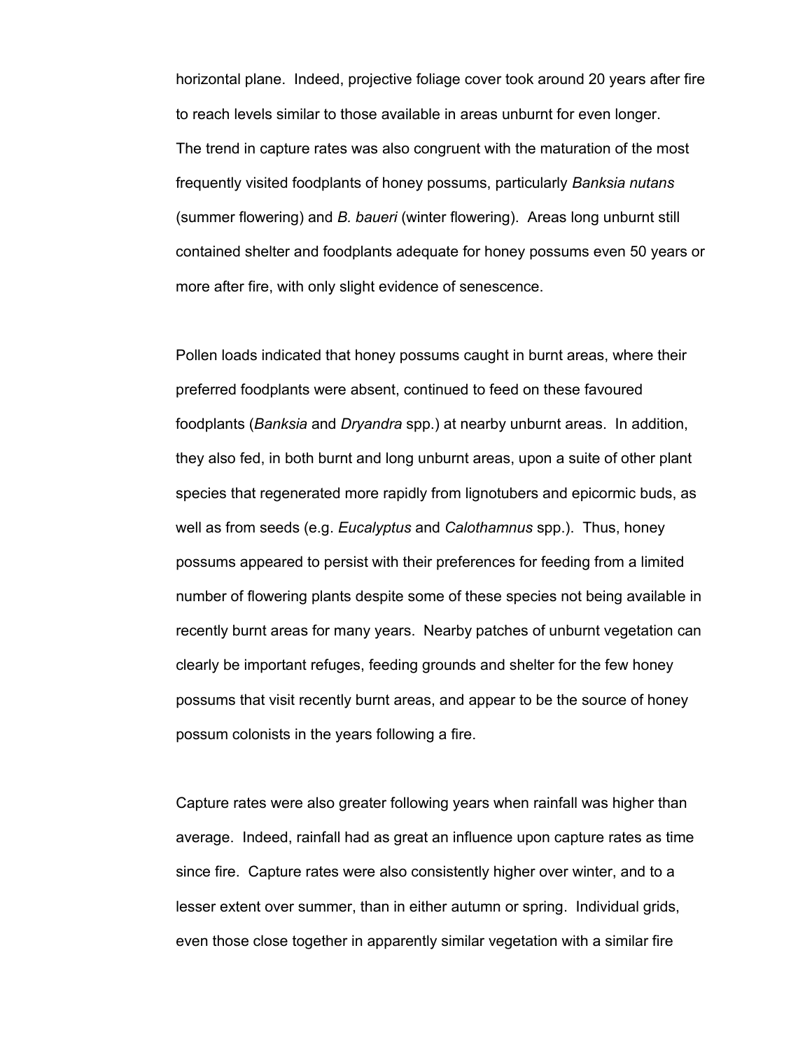horizontal plane. Indeed, projective foliage cover took around 20 years after fire to reach levels similar to those available in areas unburnt for even longer. The trend in capture rates was also congruent with the maturation of the most frequently visited foodplants of honey possums, particularly *Banksia nutans* (summer flowering) and *B. baueri* (winter flowering). Areas long unburnt still contained shelter and foodplants adequate for honey possums even 50 years or more after fire, with only slight evidence of senescence.

Pollen loads indicated that honey possums caught in burnt areas, where their preferred foodplants were absent, continued to feed on these favoured foodplants (*Banksia* and *Dryandra* spp.) at nearby unburnt areas. In addition, they also fed, in both burnt and long unburnt areas, upon a suite of other plant species that regenerated more rapidly from lignotubers and epicormic buds, as well as from seeds (e.g. *Eucalyptus* and *Calothamnus* spp.). Thus, honey possums appeared to persist with their preferences for feeding from a limited number of flowering plants despite some of these species not being available in recently burnt areas for many years. Nearby patches of unburnt vegetation can clearly be important refuges, feeding grounds and shelter for the few honey possums that visit recently burnt areas, and appear to be the source of honey possum colonists in the years following a fire.

Capture rates were also greater following years when rainfall was higher than average. Indeed, rainfall had as great an influence upon capture rates as time since fire. Capture rates were also consistently higher over winter, and to a lesser extent over summer, than in either autumn or spring. Individual grids, even those close together in apparently similar vegetation with a similar fire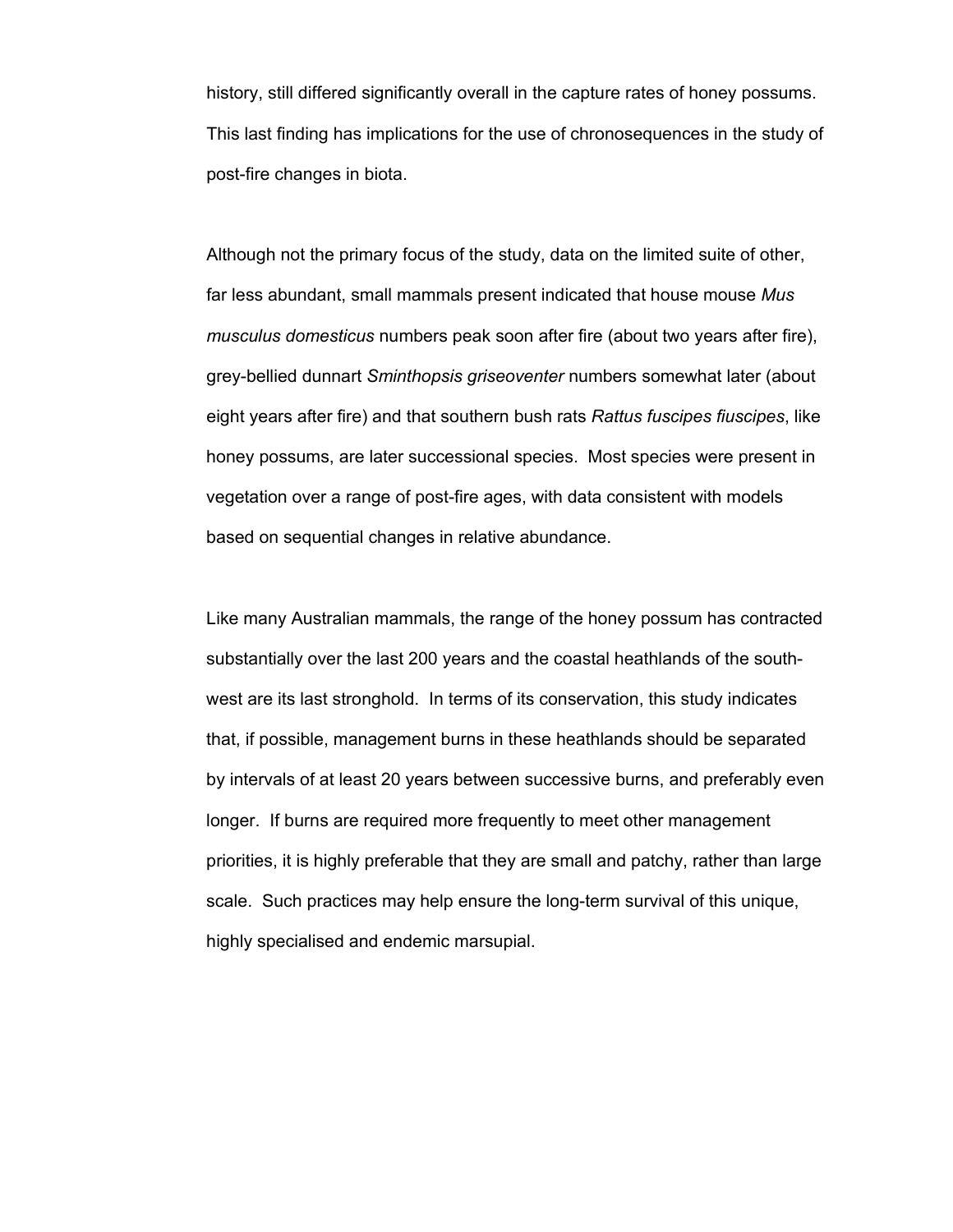history, still differed significantly overall in the capture rates of honey possums. This last finding has implications for the use of chronosequences in the study of post-fire changes in biota.

Although not the primary focus of the study, data on the limited suite of other, far less abundant, small mammals present indicated that house mouse *Mus musculus domesticus* numbers peak soon after fire (about two years after fire), grey-bellied dunnart *Sminthopsis griseoventer* numbers somewhat later (about eight years after fire) and that southern bush rats *Rattus fuscipes fiuscipes*, like honey possums, are later successional species. Most species were present in vegetation over a range of post-fire ages, with data consistent with models based on sequential changes in relative abundance.

Like many Australian mammals, the range of the honey possum has contracted substantially over the last 200 years and the coastal heathlands of the south-west are its last stronghold. In terms of its conservation, this study indicates that, if possible, management burns in these heathlands should be separated by intervals of at least 20 years between successive burns, and preferably even longer. If burns are required more frequently to meet other management priorities, it is highly preferable that they are small and patchy, rather than large scale. Such practices may help ensure the long-term survival of this unique, highly specialised and endemic marsupial.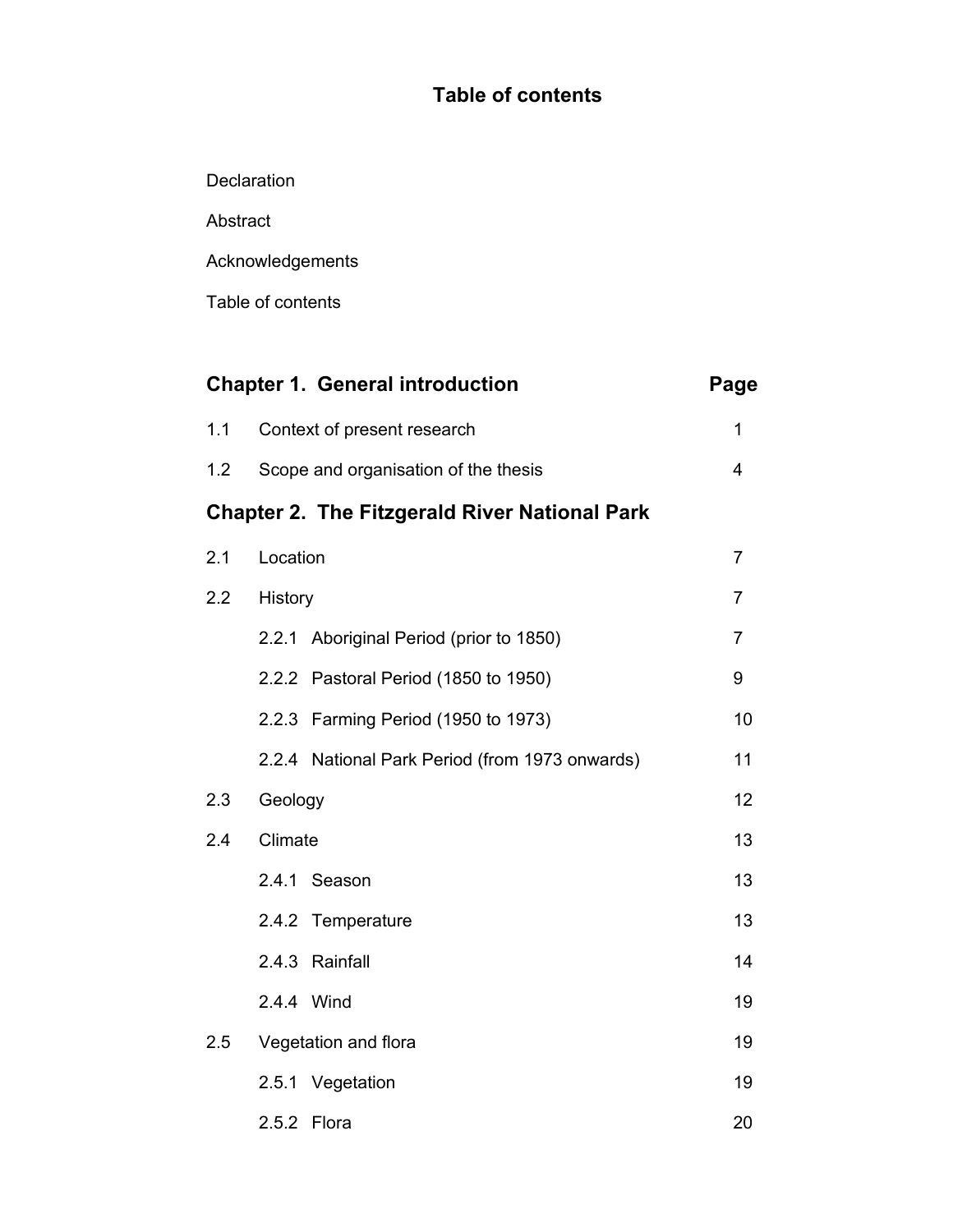# Table of contents

Declaration

Abstract

Acknowledgements

Table of contents

| **Chapter 1. General introduction** | | **Page** |
|---|---|---|
| 1.1 | Context of present research | 1 |
| 1.2 | Scope and organisation of the thesis | 4 |
| **Chapter 2. The Fitzgerald River National Park** | | |
| 2.1 | Location | 7 |
| 2.2 | History | 7 |
| | 2.2.1 Aboriginal Period (prior to 1850) | 7 |
| | 2.2.2 Pastoral Period (1850 to 1950) | 9 |
| | 2.2.3 Farming Period (1950 to 1973) | 10 |
| | 2.2.4 National Park Period (from 1973 onwards) | 11 |
| 2.3 | Geology | 12 |
| 2.4 | Climate | 13 |
| | 2.4.1 Season | 13 |
| | 2.4.2 Temperature | 13 |
| | 2.4.3 Rainfall | 14 |
| | 2.4.4 Wind | 19 |
| 2.5 | Vegetation and flora | 19 |
| | 2.5.1 Vegetation | 19 |
| | 2.5.2 Flora | 20 |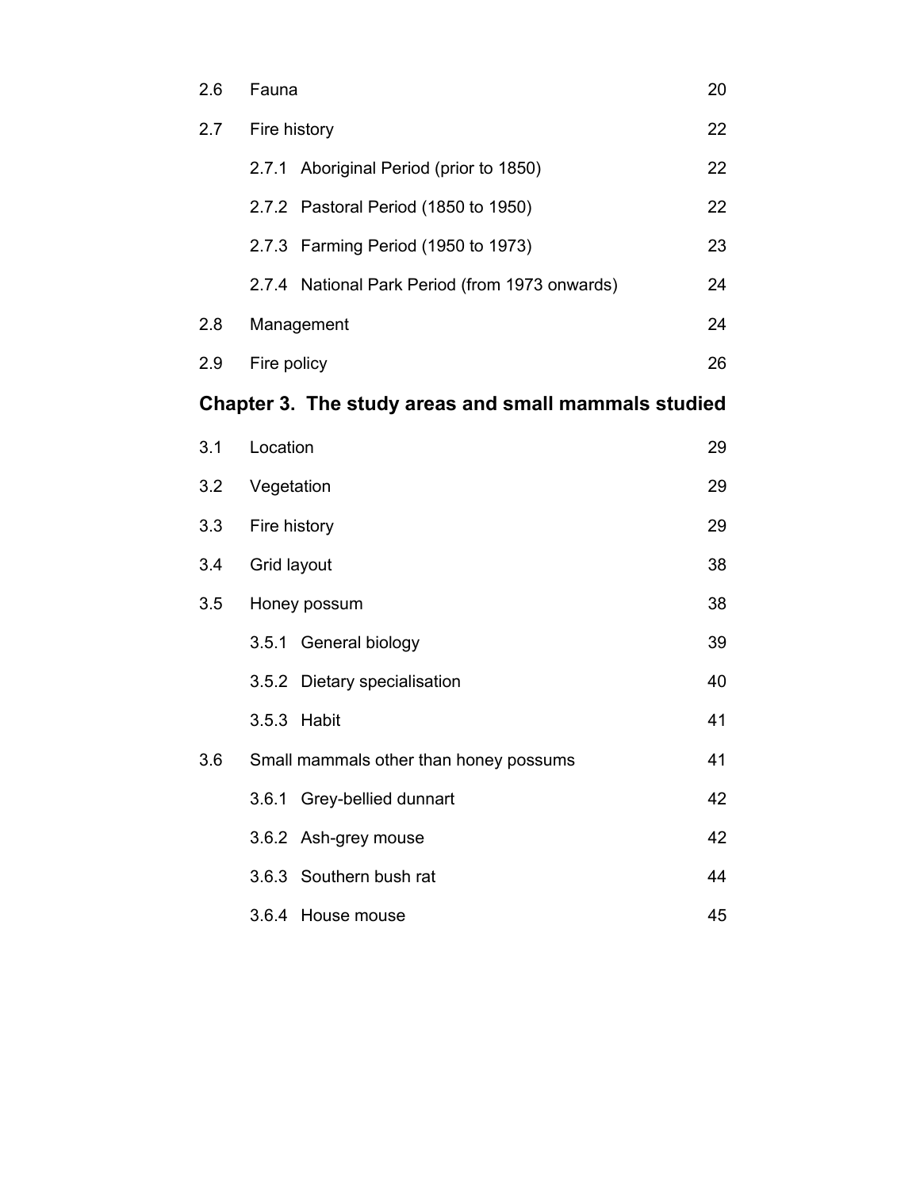| | | |
|---|---|---|
| 2.6 | Fauna | 20 |
| 2.7 | Fire history | 22 |
| | 2.7.1 Aboriginal Period (prior to 1850) | 22 |
| | 2.7.2 Pastoral Period (1850 to 1950) | 22 |
| | 2.7.3 Farming Period (1950 to 1973) | 23 |
| | 2.7.4 National Park Period (from 1973 onwards) | 24 |
| 2.8 | Management | 24 |
| 2.9 | Fire policy | 26 |

## Chapter 3. The study areas and small mammals studied

| | | |
|---|---|---|
| 3.1 | Location | 29 |
| 3.2 | Vegetation | 29 |
| 3.3 | Fire history | 29 |
| 3.4 | Grid layout | 38 |
| 3.5 | Honey possum | 38 |
| | 3.5.1 General biology | 39 |
| | 3.5.2 Dietary specialisation | 40 |
| | 3.5.3 Habit | 41 |
| 3.6 | Small mammals other than honey possums | 41 |
| | 3.6.1 Grey-bellied dunnart | 42 |
| | 3.6.2 Ash-grey mouse | 42 |
| | 3.6.3 Southern bush rat | 44 |
| | 3.6.4 House mouse | 45 |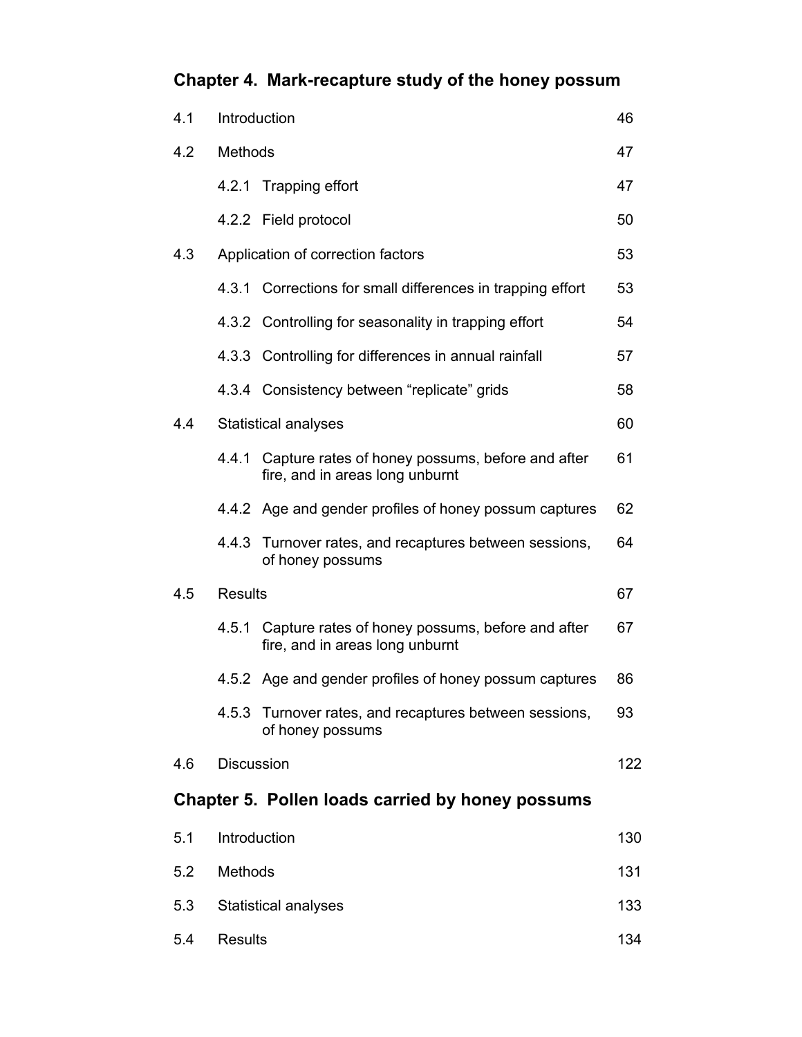## Chapter 4. Mark-recapture study of the honey possum

| | | |
|---|---|---|
| 4.1 | Introduction | 46 |
| 4.2 | Methods | 47 |
| | 4.2.1 Trapping effort | 47 |
| | 4.2.2 Field protocol | 50 |
| 4.3 | Application of correction factors | 53 |
| | 4.3.1 Corrections for small differences in trapping effort | 53 |
| | 4.3.2 Controlling for seasonality in trapping effort | 54 |
| | 4.3.3 Controlling for differences in annual rainfall | 57 |
| | 4.3.4 Consistency between "replicate" grids | 58 |
| 4.4 | Statistical analyses | 60 |
| | 4.4.1 Capture rates of honey possums, before and after fire, and in areas long unburnt | 61 |
| | 4.4.2 Age and gender profiles of honey possum captures | 62 |
| | 4.4.3 Turnover rates, and recaptures between sessions, of honey possums | 64 |
| 4.5 | Results | 67 |
| | 4.5.1 Capture rates of honey possums, before and after fire, and in areas long unburnt | 67 |
| | 4.5.2 Age and gender profiles of honey possum captures | 86 |
| | 4.5.3 Turnover rates, and recaptures between sessions, of honey possums | 93 |
| 4.6 | Discussion | 122 |

## Chapter 5. Pollen loads carried by honey possums

| | | |
|---|---|---|
| 5.1 | Introduction | 130 |
| 5.2 | Methods | 131 |
| 5.3 | Statistical analyses | 133 |
| 5.4 | Results | 134 |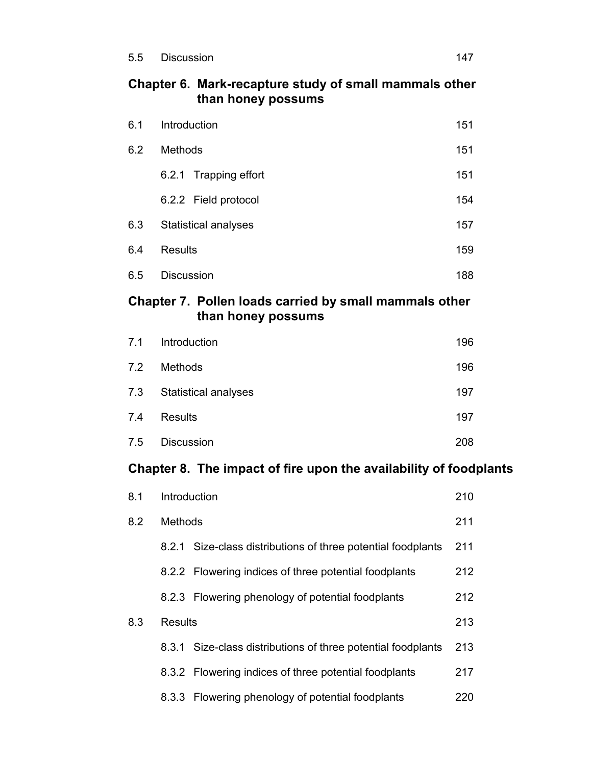| | | |
|---|---|---|
| 5.5 | Discussion | 147 |

## Chapter 6. Mark-recapture study of small mammals other than honey possums

| | | |
|---|---|---|
| 6.1 | Introduction | 151 |
| 6.2 | Methods | 151 |
| | 6.2.1 Trapping effort | 151 |
| | 6.2.2 Field protocol | 154 |
| 6.3 | Statistical analyses | 157 |
| 6.4 | Results | 159 |
| 6.5 | Discussion | 188 |

## Chapter 7. Pollen loads carried by small mammals other than honey possums

| | | |
|---|---|---|
| 7.1 | Introduction | 196 |
| 7.2 | Methods | 196 |
| 7.3 | Statistical analyses | 197 |
| 7.4 | Results | 197 |
| 7.5 | Discussion | 208 |

## Chapter 8. The impact of fire upon the availability of foodplants

| | | |
|---|---|---|
| 8.1 | Introduction | 210 |
| 8.2 | Methods | 211 |
| | 8.2.1 Size-class distributions of three potential foodplants | 211 |
| | 8.2.2 Flowering indices of three potential foodplants | 212 |
| | 8.2.3 Flowering phenology of potential foodplants | 212 |
| 8.3 | Results | 213 |
| | 8.3.1 Size-class distributions of three potential foodplants | 213 |
| | 8.3.2 Flowering indices of three potential foodplants | 217 |
| | 8.3.3 Flowering phenology of potential foodplants | 220 |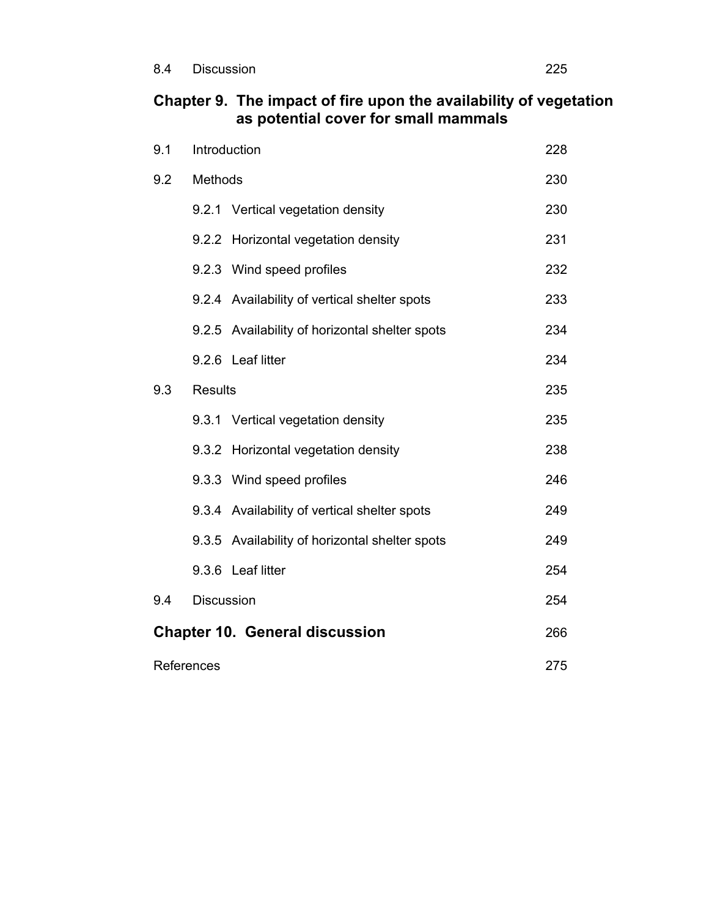8.4 Discussion 225

## Chapter 9. The impact of fire upon the availability of vegetation as potential cover for small mammals

9.1 Introduction 228

9.2 Methods 230

9.2.1 Vertical vegetation density 230

9.2.2 Horizontal vegetation density 231

9.2.3 Wind speed profiles 232

9.2.4 Availability of vertical shelter spots 233

9.2.5 Availability of horizontal shelter spots 234

9.2.6 Leaf litter 234

9.3 Results 235

9.3.1 Vertical vegetation density 235

9.3.2 Horizontal vegetation density 238

9.3.3 Wind speed profiles 246

9.3.4 Availability of vertical shelter spots 249

9.3.5 Availability of horizontal shelter spots 249

9.3.6 Leaf litter 254

9.4 Discussion 254

## Chapter 10. General discussion 266

References 275